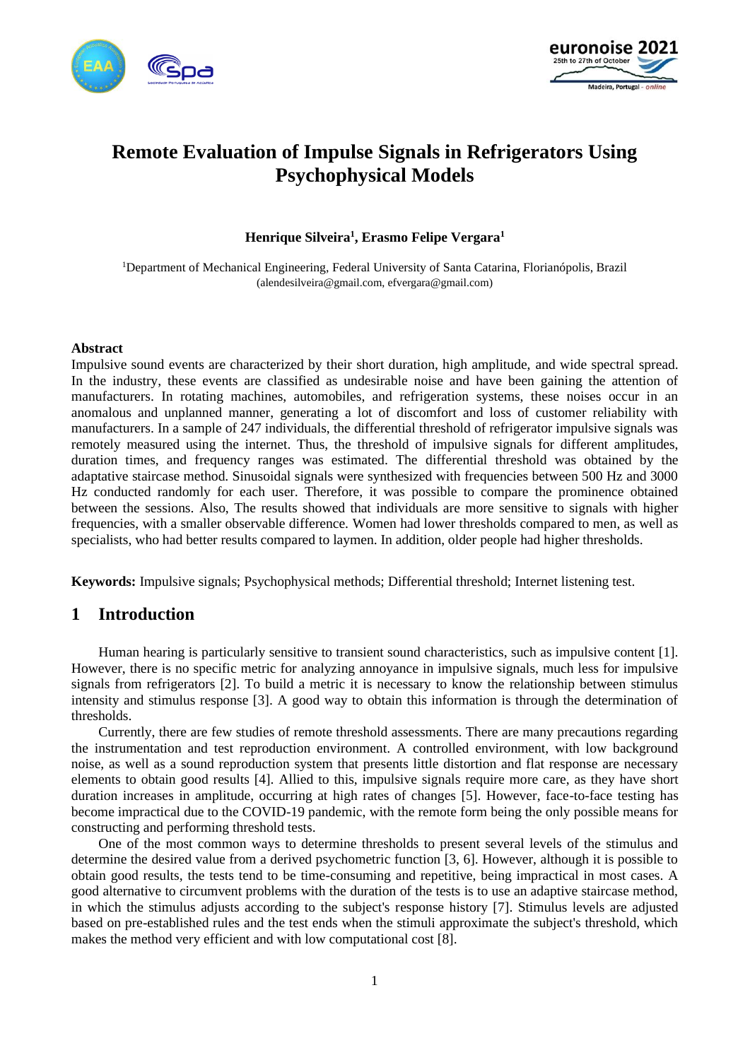# Remote Evaluation of Impulse Signals in Refrigerators Using Psychophysical Models

**Henrique Silveira[1], Erasmo Felipe Vergara[1]**

[1]Department of Mechanical Engineering, Federal University of Santa Catarina, Florianópolis, Brazil
(alendesilveira@gmail.com, efvergara@gmail.com)

**Abstract**

Impulsive sound events are characterized by their short duration, high amplitude, and wide spectral spread. In the industry, these events are classified as undesirable noise and have been gaining the attention of manufacturers. In rotating machines, automobiles, and refrigeration systems, these noises occur in an anomalous and unplanned manner, generating a lot of discomfort and loss of customer reliability with manufacturers. In a sample of 247 individuals, the differential threshold of refrigerator impulsive signals was remotely measured using the internet. Thus, the threshold of impulsive signals for different amplitudes, duration times, and frequency ranges was estimated. The differential threshold was obtained by the adaptative staircase method. Sinusoidal signals were synthesized with frequencies between 500 Hz and 3000 Hz conducted randomly for each user. Therefore, it was possible to compare the prominence obtained between the sessions. Also, The results showed that individuals are more sensitive to signals with higher frequencies, with a smaller observable difference. Women had lower thresholds compared to men, as well as specialists, who had better results compared to laymen. In addition, older people had higher thresholds.

**Keywords:** Impulsive signals; Psychophysical methods; Differential threshold; Internet listening test.

## 1 Introduction

Human hearing is particularly sensitive to transient sound characteristics, such as impulsive content [1]. However, there is no specific metric for analyzing annoyance in impulsive signals, much less for impulsive signals from refrigerators [2]. To build a metric it is necessary to know the relationship between stimulus intensity and stimulus response [3]. A good way to obtain this information is through the determination of thresholds.

Currently, there are few studies of remote threshold assessments. There are many precautions regarding the instrumentation and test reproduction environment. A controlled environment, with low background noise, as well as a sound reproduction system that presents little distortion and flat response are necessary elements to obtain good results [4]. Allied to this, impulsive signals require more care, as they have short duration increases in amplitude, occurring at high rates of changes [5]. However, face-to-face testing has become impractical due to the COVID-19 pandemic, with the remote form being the only possible means for constructing and performing threshold tests.

One of the most common ways to determine thresholds to present several levels of the stimulus and determine the desired value from a derived psychometric function [3, 6]. However, although it is possible to obtain good results, the tests tend to be time-consuming and repetitive, being impractical in most cases. A good alternative to circumvent problems with the duration of the tests is to use an adaptive staircase method, in which the stimulus adjusts according to the subject's response history [7]. Stimulus levels are adjusted based on pre-established rules and the test ends when the stimuli approximate the subject's threshold, which makes the method very efficient and with low computational cost [8].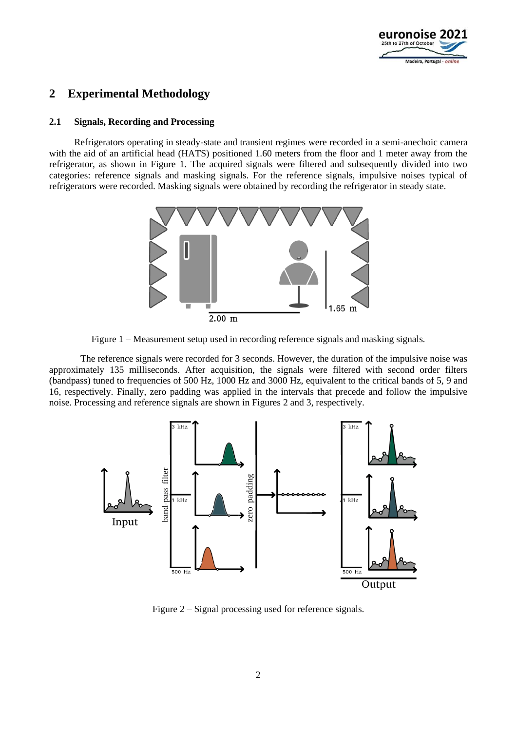# 2 Experimental Methodology

## 2.1 Signals, Recording and Processing

Refrigerators operating in steady-state and transient regimes were recorded in a semi-anechoic camera with the aid of an artificial head (HATS) positioned 1.60 meters from the floor and 1 meter away from the refrigerator, as shown in Figure 1. The acquired signals were filtered and subsequently divided into two categories: reference signals and masking signals. For the reference signals, impulsive noises typical of refrigerators were recorded. Masking signals were obtained by recording the refrigerator in steady state.

Figure 1 – Measurement setup used in recording reference signals and masking signals.

The reference signals were recorded for 3 seconds. However, the duration of the impulsive noise was approximately 135 milliseconds. After acquisition, the signals were filtered with second order filters (bandpass) tuned to frequencies of 500 Hz, 1000 Hz and 3000 Hz, equivalent to the critical bands of 5, 9 and 16, respectively. Finally, zero padding was applied in the intervals that precede and follow the impulsive noise. Processing and reference signals are shown in Figures 2 and 3, respectively.

Figure 2 – Signal processing used for reference signals.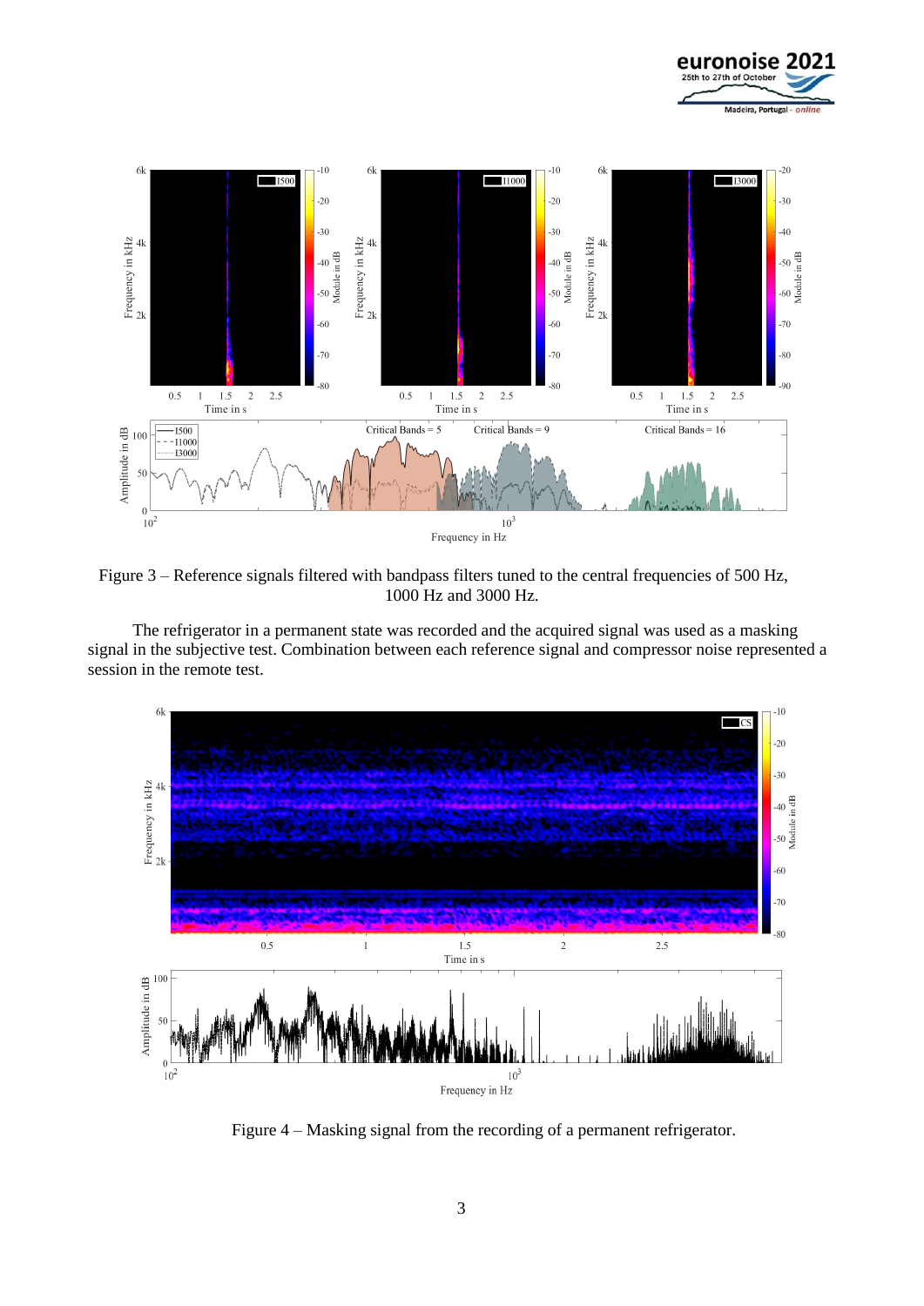Figure 3 – Reference signals filtered with bandpass filters tuned to the central frequencies of 500 Hz, 1000 Hz and 3000 Hz.

The refrigerator in a permanent state was recorded and the acquired signal was used as a masking signal in the subjective test. Combination between each reference signal and compressor noise represented a session in the remote test.

Figure 4 – Masking signal from the recording of a permanent refrigerator.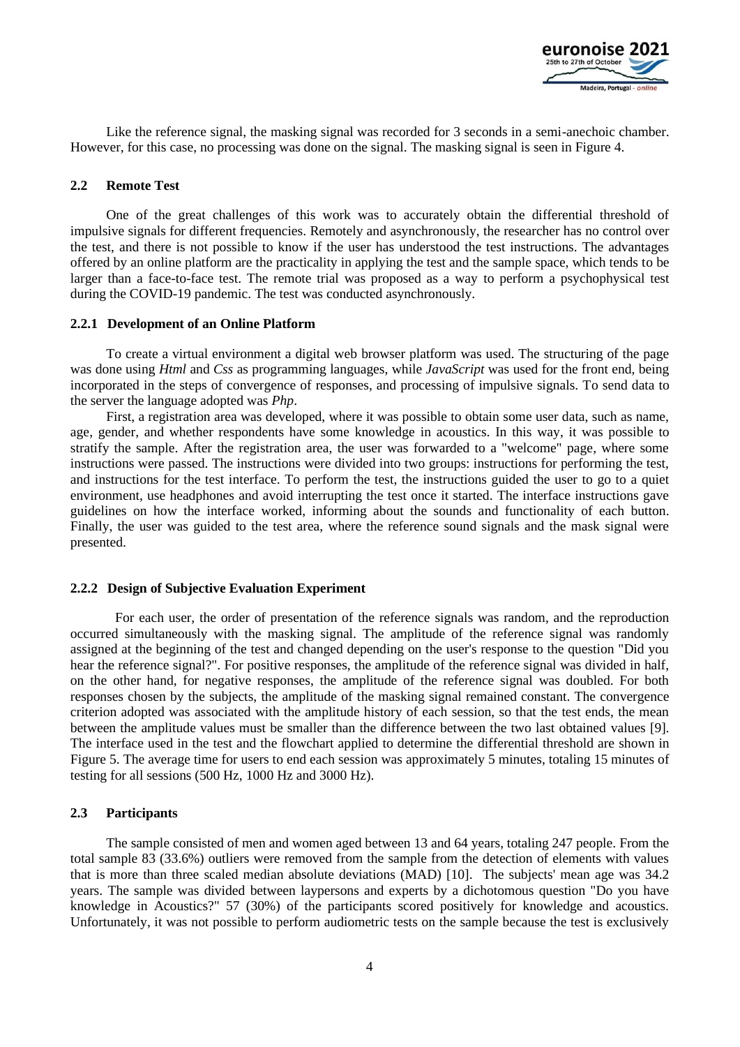Like the reference signal, the masking signal was recorded for 3 seconds in a semi-anechoic chamber. However, for this case, no processing was done on the signal. The masking signal is seen in Figure 4.

### 2.2 Remote Test

One of the great challenges of this work was to accurately obtain the differential threshold of impulsive signals for different frequencies. Remotely and asynchronously, the researcher has no control over the test, and there is not possible to know if the user has understood the test instructions. The advantages offered by an online platform are the practicality in applying the test and the sample space, which tends to be larger than a face-to-face test. The remote trial was proposed as a way to perform a psychophysical test during the COVID-19 pandemic. The test was conducted asynchronously.

#### 2.2.1 Development of an Online Platform

To create a virtual environment a digital web browser platform was used. The structuring of the page was done using *Html* and *Css* as programming languages, while *JavaScript* was used for the front end, being incorporated in the steps of convergence of responses, and processing of impulsive signals. To send data to the server the language adopted was *Php*.

First, a registration area was developed, where it was possible to obtain some user data, such as name, age, gender, and whether respondents have some knowledge in acoustics. In this way, it was possible to stratify the sample. After the registration area, the user was forwarded to a "welcome" page, where some instructions were passed. The instructions were divided into two groups: instructions for performing the test, and instructions for the test interface. To perform the test, the instructions guided the user to go to a quiet environment, use headphones and avoid interrupting the test once it started. The interface instructions gave guidelines on how the interface worked, informing about the sounds and functionality of each button. Finally, the user was guided to the test area, where the reference sound signals and the mask signal were presented.

#### 2.2.2 Design of Subjective Evaluation Experiment

For each user, the order of presentation of the reference signals was random, and the reproduction occurred simultaneously with the masking signal. The amplitude of the reference signal was randomly assigned at the beginning of the test and changed depending on the user's response to the question "Did you hear the reference signal?". For positive responses, the amplitude of the reference signal was divided in half, on the other hand, for negative responses, the amplitude of the reference signal was doubled. For both responses chosen by the subjects, the amplitude of the masking signal remained constant. The convergence criterion adopted was associated with the amplitude history of each session, so that the test ends, the mean between the amplitude values must be smaller than the difference between the two last obtained values [9]. The interface used in the test and the flowchart applied to determine the differential threshold are shown in Figure 5. The average time for users to end each session was approximately 5 minutes, totaling 15 minutes of testing for all sessions (500 Hz, 1000 Hz and 3000 Hz).

### 2.3 Participants

The sample consisted of men and women aged between 13 and 64 years, totaling 247 people. From the total sample 83 (33.6%) outliers were removed from the sample from the detection of elements with values that is more than three scaled median absolute deviations (MAD) [10]. The subjects' mean age was 34.2 years. The sample was divided between laypersons and experts by a dichotomous question "Do you have knowledge in Acoustics?" 57 (30%) of the participants scored positively for knowledge and acoustics. Unfortunately, it was not possible to perform audiometric tests on the sample because the test is exclusively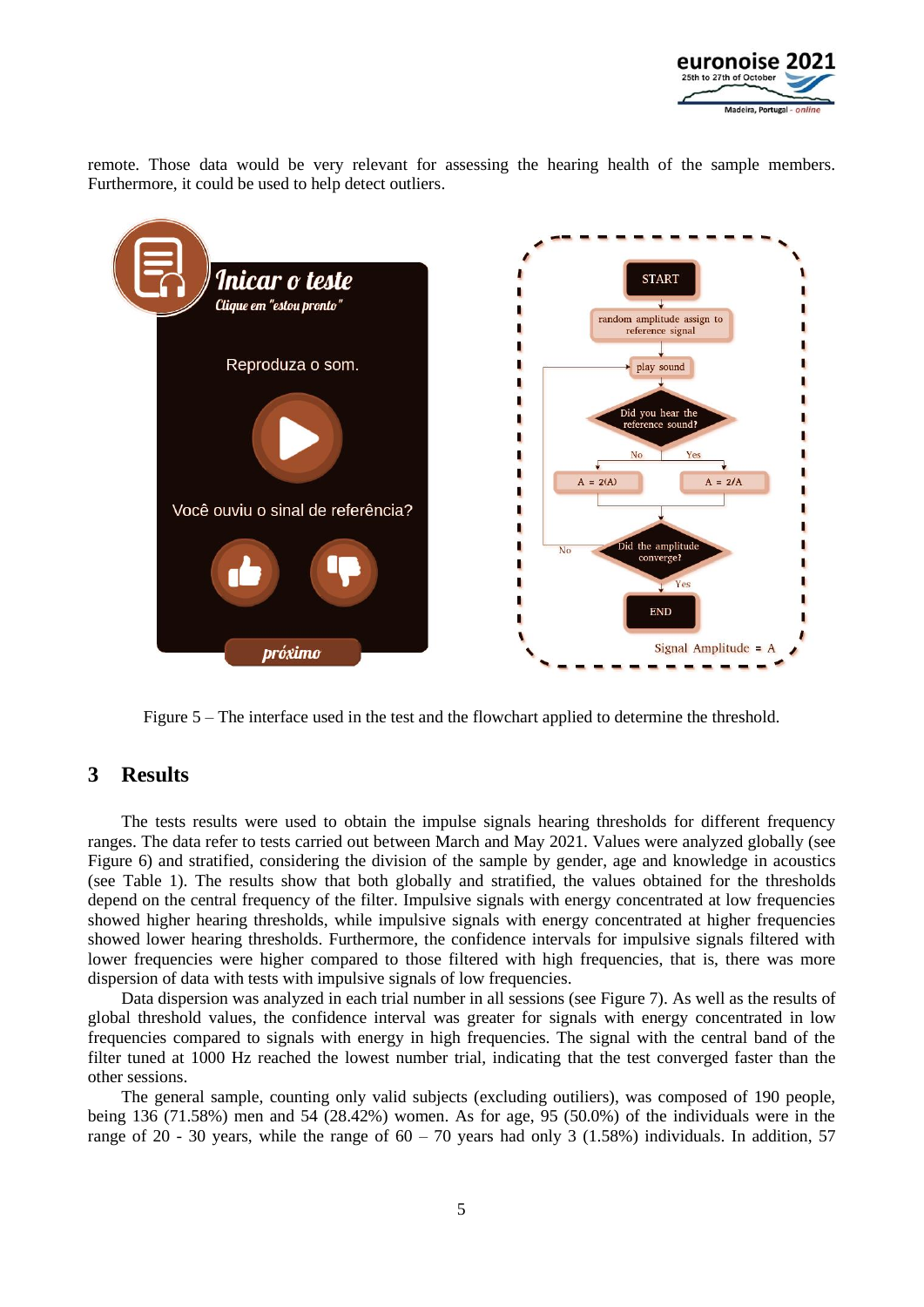remote. Those data would be very relevant for assessing the hearing health of the sample members. Furthermore, it could be used to help detect outliers.

Figure 5 – The interface used in the test and the flowchart applied to determine the threshold.

## 3 Results

The tests results were used to obtain the impulse signals hearing thresholds for different frequency ranges. The data refer to tests carried out between March and May 2021. Values were analyzed globally (see Figure 6) and stratified, considering the division of the sample by gender, age and knowledge in acoustics (see Table 1). The results show that both globally and stratified, the values obtained for the thresholds depend on the central frequency of the filter. Impulsive signals with energy concentrated at low frequencies showed higher hearing thresholds, while impulsive signals with energy concentrated at higher frequencies showed lower hearing thresholds. Furthermore, the confidence intervals for impulsive signals filtered with lower frequencies were higher compared to those filtered with high frequencies, that is, there was more dispersion of data with tests with impulsive signals of low frequencies.

Data dispersion was analyzed in each trial number in all sessions (see Figure 7). As well as the results of global threshold values, the confidence interval was greater for signals with energy concentrated in low frequencies compared to signals with energy in high frequencies. The signal with the central band of the filter tuned at 1000 Hz reached the lowest number trial, indicating that the test converged faster than the other sessions.

The general sample, counting only valid subjects (excluding outiliers), was composed of 190 people, being 136 (71.58%) men and 54 (28.42%) women. As for age, 95 (50.0%) of the individuals were in the range of 20 - 30 years, while the range of 60 – 70 years had only 3 (1.58%) individuals. In addition, 57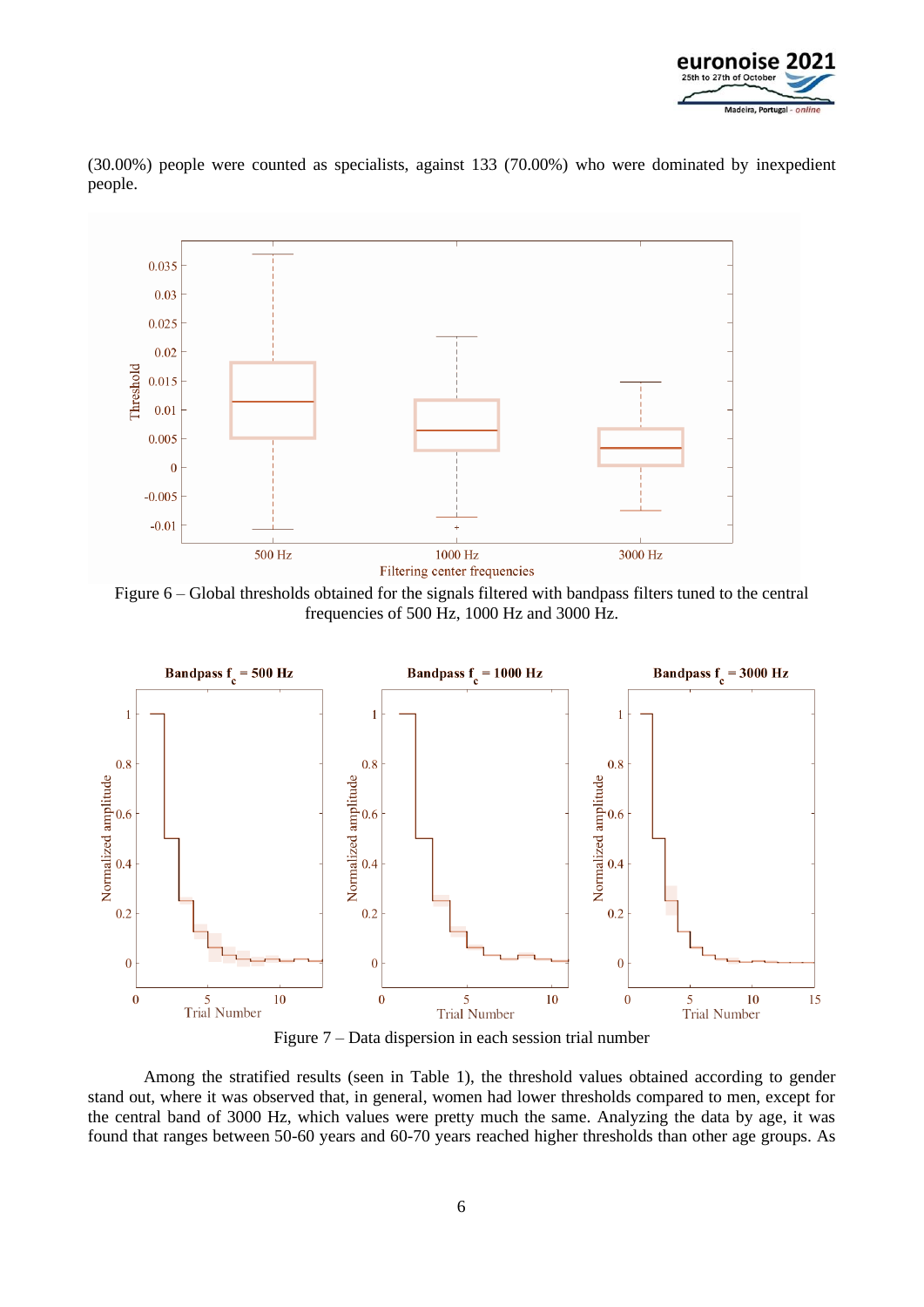(30.00%) people were counted as specialists, against 133 (70.00%) who were dominated by inexpedient people.

Figure 6 – Global thresholds obtained for the signals filtered with bandpass filters tuned to the central frequencies of 500 Hz, 1000 Hz and 3000 Hz.

Figure 7 – Data dispersion in each session trial number

Among the stratified results (seen in Table 1), the threshold values obtained according to gender stand out, where it was observed that, in general, women had lower thresholds compared to men, except for the central band of 3000 Hz, which values were pretty much the same. Analyzing the data by age, it was found that ranges between 50-60 years and 60-70 years reached higher thresholds than other age groups. As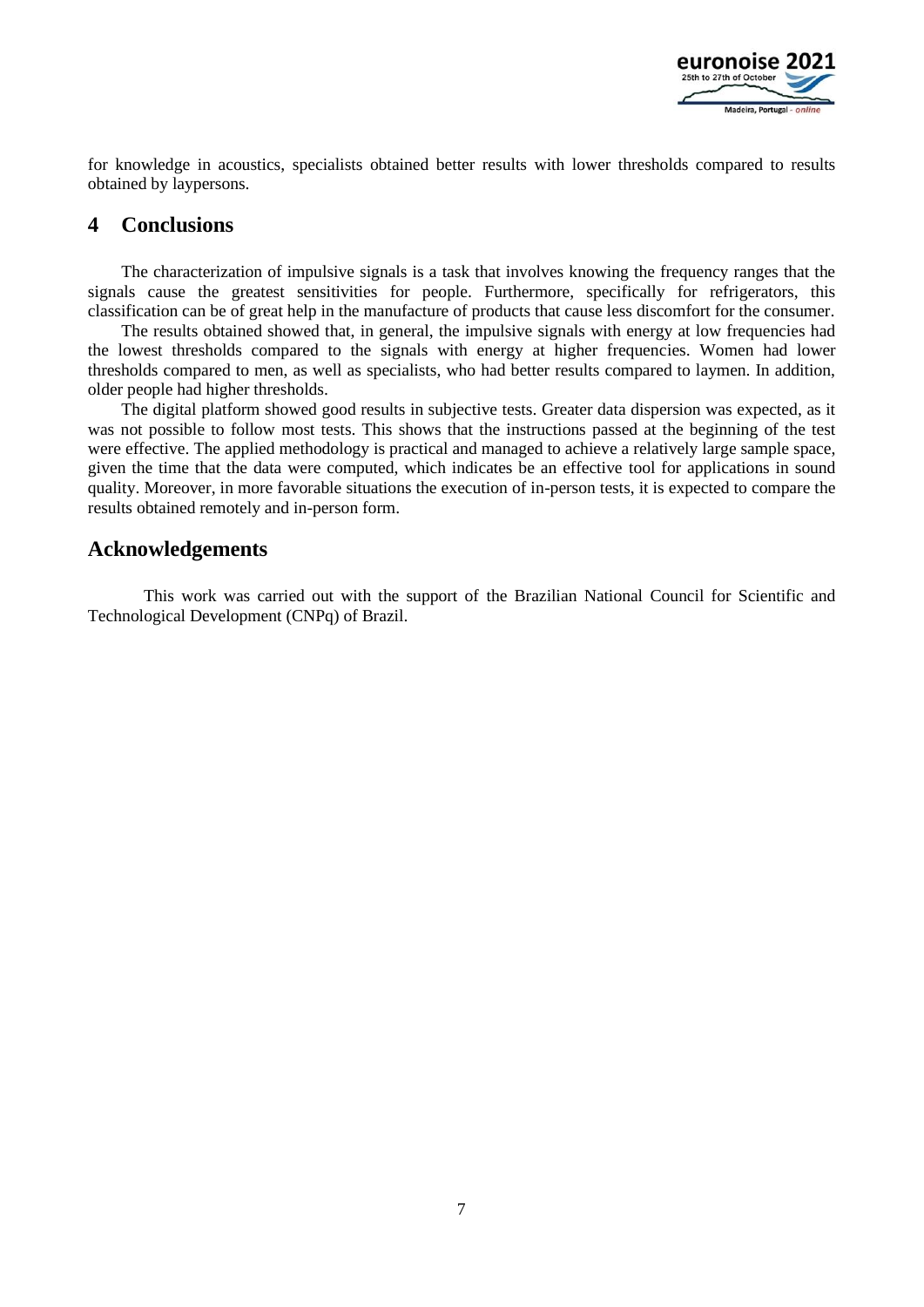for knowledge in acoustics, specialists obtained better results with lower thresholds compared to results obtained by laypersons.

## 4 Conclusions

The characterization of impulsive signals is a task that involves knowing the frequency ranges that the signals cause the greatest sensitivities for people. Furthermore, specifically for refrigerators, this classification can be of great help in the manufacture of products that cause less discomfort for the consumer.

The results obtained showed that, in general, the impulsive signals with energy at low frequencies had the lowest thresholds compared to the signals with energy at higher frequencies. Women had lower thresholds compared to men, as well as specialists, who had better results compared to laymen. In addition, older people had higher thresholds.

The digital platform showed good results in subjective tests. Greater data dispersion was expected, as it was not possible to follow most tests. This shows that the instructions passed at the beginning of the test were effective. The applied methodology is practical and managed to achieve a relatively large sample space, given the time that the data were computed, which indicates be an effective tool for applications in sound quality. Moreover, in more favorable situations the execution of in-person tests, it is expected to compare the results obtained remotely and in-person form.

## Acknowledgements

This work was carried out with the support of the Brazilian National Council for Scientific and Technological Development (CNPq) of Brazil.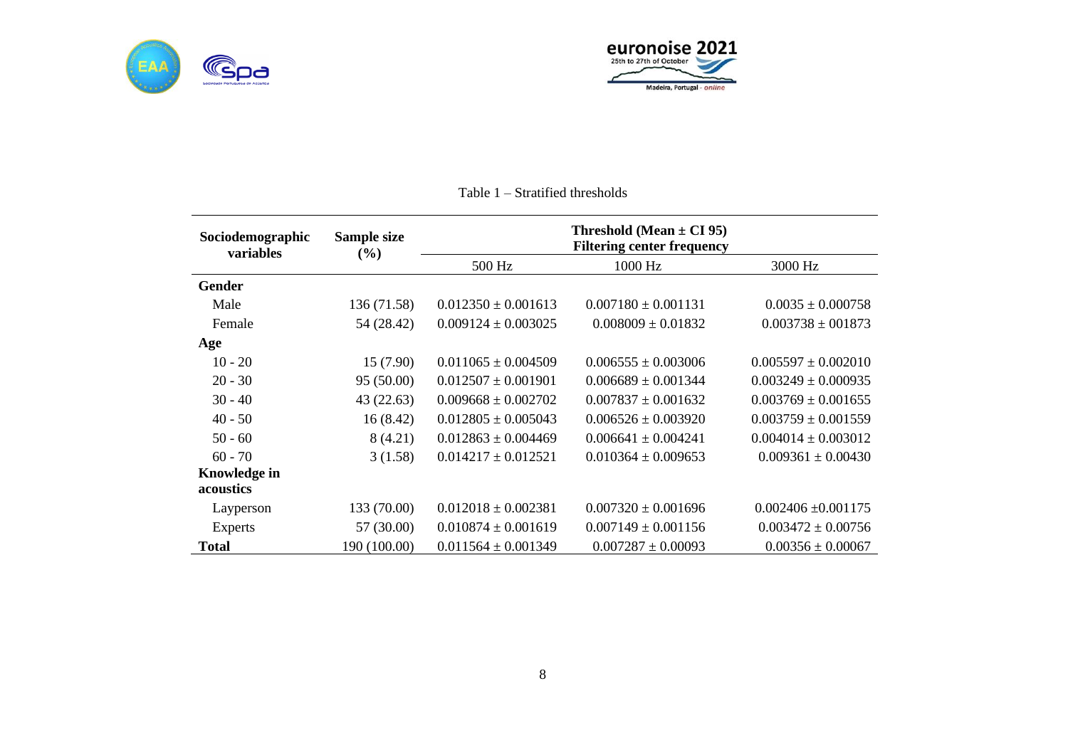Table 1 – Stratified thresholds

| Sociodemographic variables | Sample size (%) | Threshold (Mean ± CI 95) Filtering center frequency | | |
|---|---|---|---|---|
| | | 500 Hz | 1000 Hz | 3000 Hz |
| **Gender** | | | | |
| Male | 136 (71.58) | 0.012350 ± 0.001613 | 0.007180 ± 0.001131 | 0.0035 ± 0.000758 |
| Female | 54 (28.42) | 0.009124 ± 0.003025 | 0.008009 ± 0.01832 | 0.003738 ± 001873 |
| **Age** | | | | |
| 10 - 20 | 15 (7.90) | 0.011065 ± 0.004509 | 0.006555 ± 0.003006 | 0.005597 ± 0.002010 |
| 20 - 30 | 95 (50.00) | 0.012507 ± 0.001901 | 0.006689 ± 0.001344 | 0.003249 ± 0.000935 |
| 30 - 40 | 43 (22.63) | 0.009668 ± 0.002702 | 0.007837 ± 0.001632 | 0.003769 ± 0.001655 |
| 40 - 50 | 16 (8.42) | 0.012805 ± 0.005043 | 0.006526 ± 0.003920 | 0.003759 ± 0.001559 |
| 50 - 60 | 8 (4.21) | 0.012863 ± 0.004469 | 0.006641 ± 0.004241 | 0.004014 ± 0.003012 |
| 60 - 70 | 3 (1.58) | 0.014217 ± 0.012521 | 0.010364 ± 0.009653 | 0.009361 ± 0.00430 |
| **Knowledge in acoustics** | | | | |
| Layperson | 133 (70.00) | 0.012018 ± 0.002381 | 0.007320 ± 0.001696 | 0.002406 ±0.001175 |
| Experts | 57 (30.00) | 0.010874 ± 0.001619 | 0.007149 ± 0.001156 | 0.003472 ± 0.00756 |
| **Total** | 190 (100.00) | 0.011564 ± 0.001349 | 0.007287 ± 0.00093 | 0.00356 ± 0.00067 |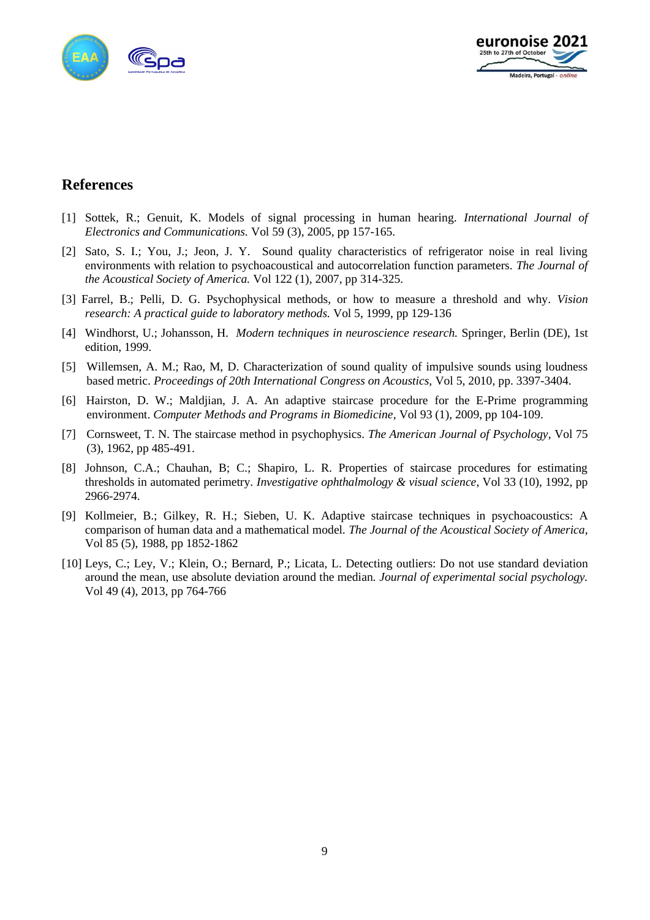## References

[1] Sottek, R.; Genuit, K. Models of signal processing in human hearing. *International Journal of Electronics and Communications.* Vol 59 (3), 2005, pp 157-165.

[2] Sato, S. I.; You, J.; Jeon, J. Y. Sound quality characteristics of refrigerator noise in real living environments with relation to psychoacoustical and autocorrelation function parameters. *The Journal of the Acoustical Society of America.* Vol 122 (1), 2007, pp 314-325.

[3] Farrel, B.; Pelli, D. G. Psychophysical methods, or how to measure a threshold and why. *Vision research: A practical guide to laboratory methods.* Vol 5, 1999, pp 129-136

[4] Windhorst, U.; Johansson, H. *Modern techniques in neuroscience research.* Springer, Berlin (DE), 1st edition, 1999.

[5] Willemsen, A. M.; Rao, M, D. Characterization of sound quality of impulsive sounds using loudness based metric. *Proceedings of 20th International Congress on Acoustics*, Vol 5, 2010, pp. 3397-3404.

[6] Hairston, D. W.; Maldjian, J. A. An adaptive staircase procedure for the E-Prime programming environment. *Computer Methods and Programs in Biomedicine*, Vol 93 (1), 2009, pp 104-109.

[7] Cornsweet, T. N. The staircase method in psychophysics. *The American Journal of Psychology*, Vol 75 (3), 1962, pp 485-491.

[8] Johnson, C.A.; Chauhan, B; C.; Shapiro, L. R. Properties of staircase procedures for estimating thresholds in automated perimetry. *Investigative ophthalmology & visual science*, Vol 33 (10), 1992, pp 2966-2974.

[9] Kollmeier, B.; Gilkey, R. H.; Sieben, U. K. Adaptive staircase techniques in psychoacoustics: A comparison of human data and a mathematical model. *The Journal of the Acoustical Society of America*, Vol 85 (5), 1988, pp 1852-1862

[10] Leys, C.; Ley, V.; Klein, O.; Bernard, P.; Licata, L. Detecting outliers: Do not use standard deviation around the mean, use absolute deviation around the median. *Journal of experimental social psychology.* Vol 49 (4), 2013, pp 764-766